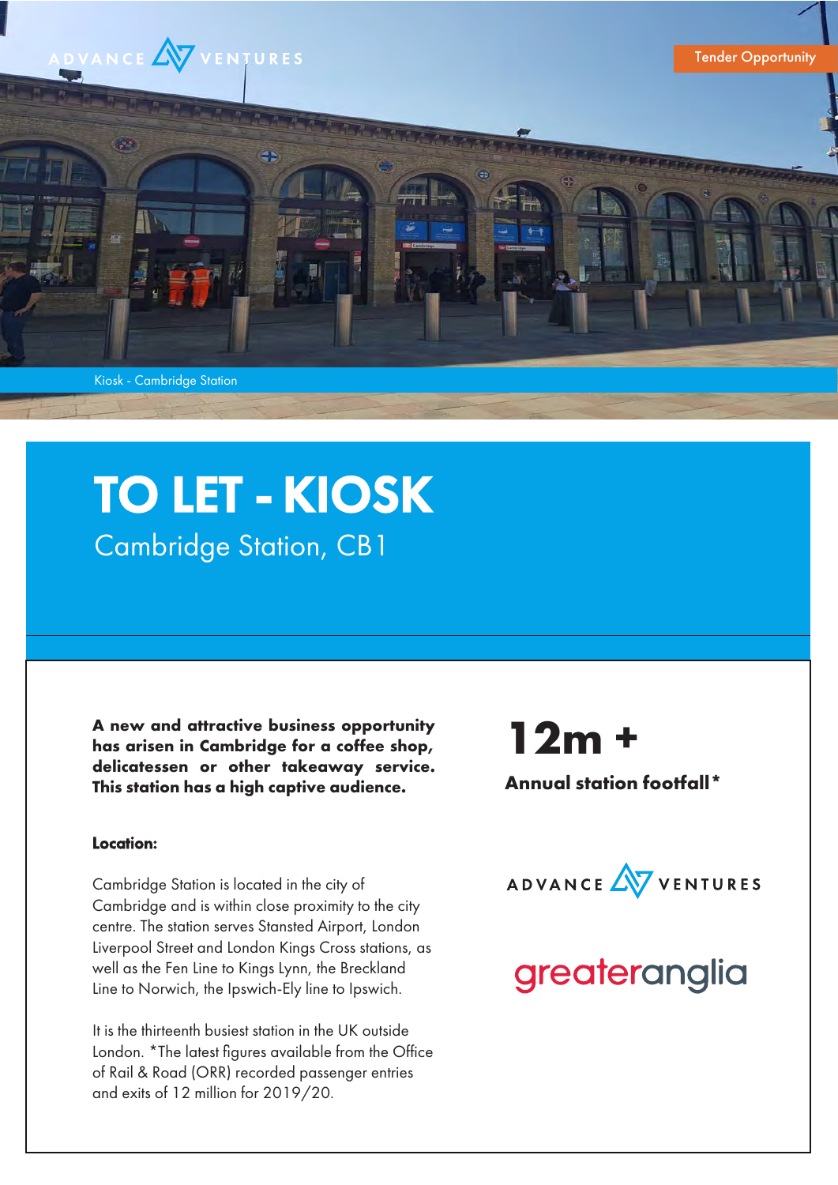ADVANCE VENTURES

Tender Opportunity

Kiosk - Cambridge Station

# TO LET - KIOSK

## Cambridge Station, CB1

**A new and attractive business opportunity has arisen in Cambridge for a coffee shop, delicatessen or other takeaway service. This station has a high captive audience.**

**Location:**

Cambridge Station is located in the city of Cambridge and is within close proximity to the city centre. The station serves Stansted Airport, London Liverpool Street and London Kings Cross stations, as well as the Fen Line to Kings Lynn, the Breckland Line to Norwich, the Ipswich-Ely line to Ipswich.

It is the thirteenth busiest station in the UK outside London. *The latest figures available from the Office of Rail & Road (ORR) recorded passenger entries and exits of 12 million for 2019/20.

**12m +**

**Annual station footfall***

ADVANCE VENTURES

greateranglia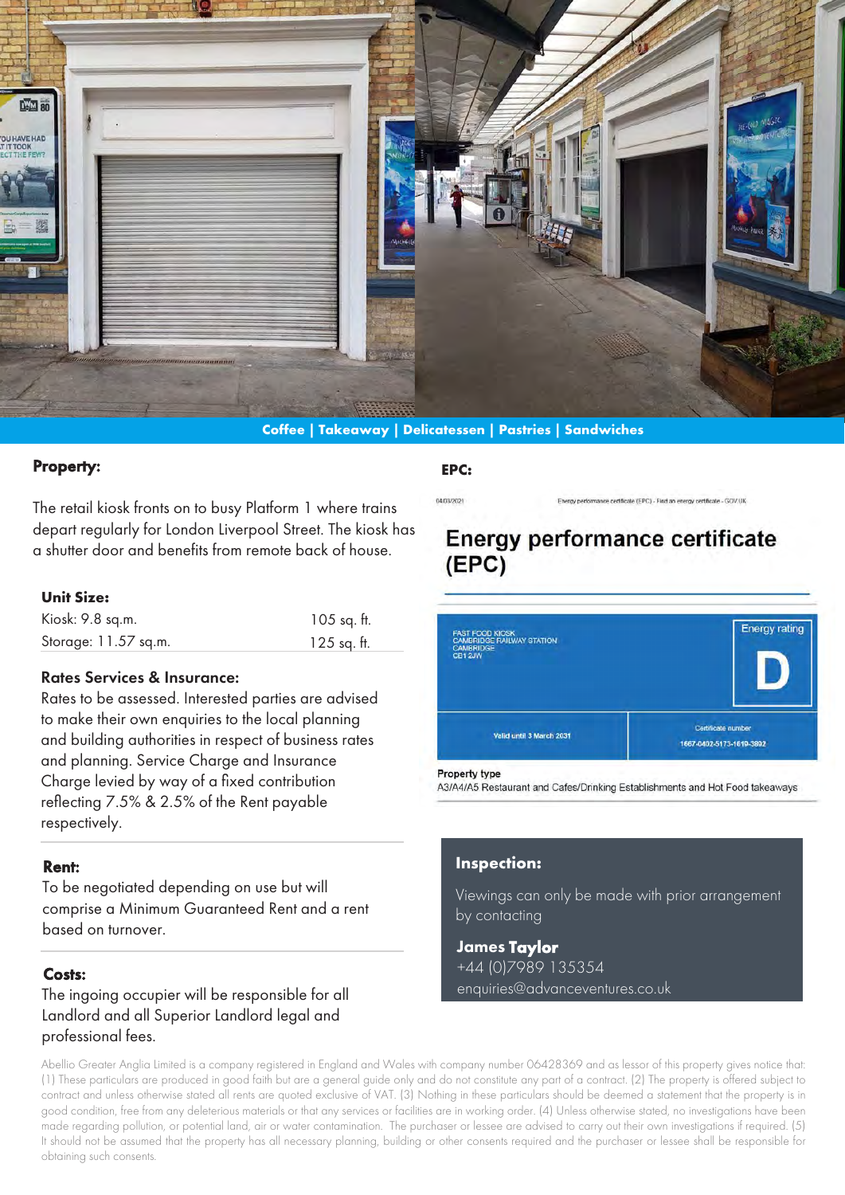**Coffee | Takeaway | Delicatessen | Pastries | Sandwiches**

## Property:

The retail kiosk fronts on to busy Platform 1 where trains depart regularly for London Liverpool Street. The kiosk has a shutter door and benefits from remote back of house.

### Unit Size:

| | | |
|---|---|---|
| Kiosk: 9.8 sq.m. | 105 sq. ft. |
| Storage: 11.57 sq.m. | 125 sq. ft. |

### Rates Services & Insurance:

Rates to be assessed. Interested parties are advised to make their own enquiries to the local planning and building authorities in respect of business rates and planning. Service Charge and Insurance Charge levied by way of a fixed contribution reflecting 7.5% & 2.5% of the Rent payable respectively.

### Rent:

To be negotiated depending on use but will comprise a Minimum Guaranteed Rent and a rent based on turnover.

### Costs:

The ingoing occupier will be responsible for all Landlord and all Superior Landlord legal and professional fees.

## EPC:

04/03/2021 Energy performance certificate (EPC) - Find an energy certificate - GOV.UK

# Energy performance certificate (EPC)

FAST FOOD KIOSK
CAMBRIDGE RAILWAY STATION
CAMBRIDGE
CB1 2JW

Energy rating
**D**

Valid until 3 March 2031

Certificate number
1667-0402-5173-1619-3802

**Property type**
A3/A4/A5 Restaurant and Cafes/Drinking Establishments and Hot Food takeaways

### Inspection:

Viewings can only be made with prior arrangement by contacting

**James Taylor**
+44 (0)7989 135354
enquiries@advanceventures.co.uk

Abellio Greater Anglia Limited is a company registered in England and Wales with company number 06428369 and as lessor of this property gives notice that: (1) These particulars are produced in good faith but are a general guide only and do not constitute any part of a contract. (2) The property is offered subject to contract and unless otherwise stated all rents are quoted exclusive of VAT. (3) Nothing in these particulars should be deemed a statement that the property is in good condition, free from any deleterious materials or that any services or facilities are in working order. (4) Unless otherwise stated, no investigations have been made regarding pollution, or potential land, air or water contamination. The purchaser or lessee are advised to carry out their own investigations if required. (5) It should not be assumed that the property has all necessary planning, building or other consents required and the purchaser or lessee shall be responsible for obtaining such consents.